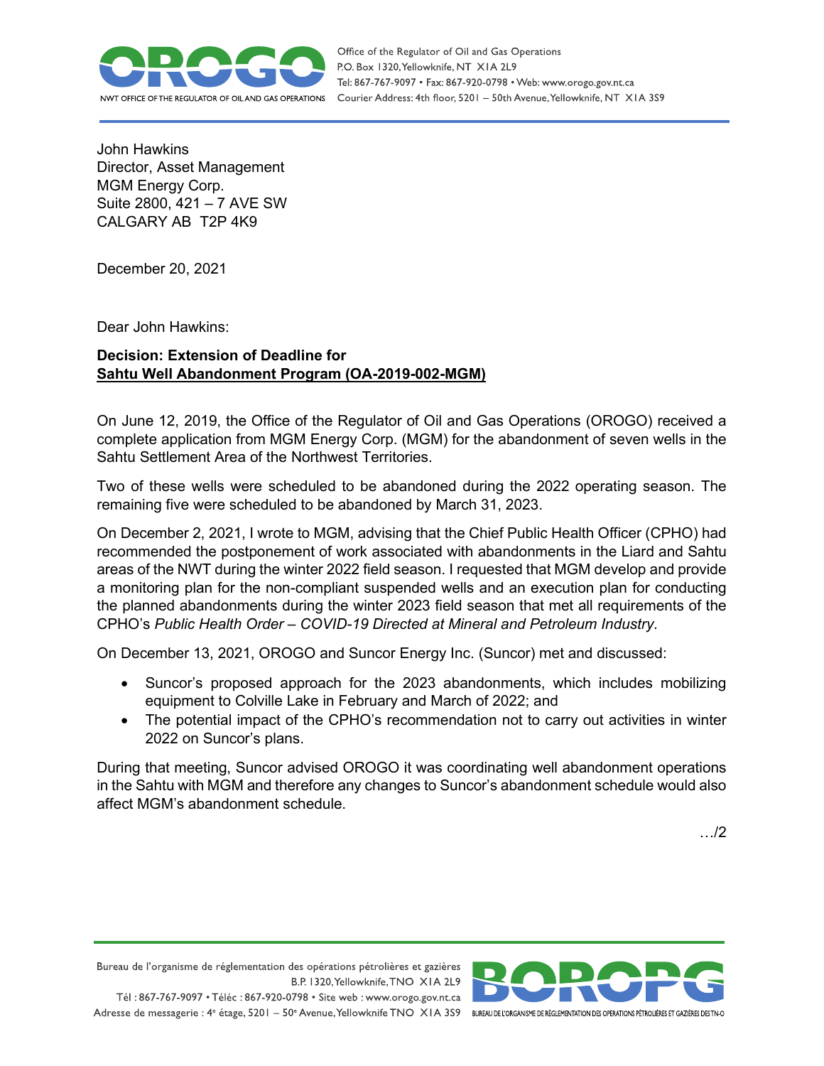John Hawkins
Director, Asset Management
MGM Energy Corp.
Suite 2800, 421 – 7 AVE SW
CALGARY AB T2P 4K9

December 20, 2021

Dear John Hawkins:

**Decision: Extension of Deadline for**
**<u>Sahtu Well Abandonment Program (OA-2019-002-MGM)</u>**

On June 12, 2019, the Office of the Regulator of Oil and Gas Operations (OROGO) received a complete application from MGM Energy Corp. (MGM) for the abandonment of seven wells in the Sahtu Settlement Area of the Northwest Territories.

Two of these wells were scheduled to be abandoned during the 2022 operating season. The remaining five were scheduled to be abandoned by March 31, 2023.

On December 2, 2021, I wrote to MGM, advising that the Chief Public Health Officer (CPHO) had recommended the postponement of work associated with abandonments in the Liard and Sahtu areas of the NWT during the winter 2022 field season. I requested that MGM develop and provide a monitoring plan for the non-compliant suspended wells and an execution plan for conducting the planned abandonments during the winter 2023 field season that met all requirements of the CPHO's *Public Health Order – COVID-19 Directed at Mineral and Petroleum Industry*.

On December 13, 2021, OROGO and Suncor Energy Inc. (Suncor) met and discussed:

- Suncor's proposed approach for the 2023 abandonments, which includes mobilizing equipment to Colville Lake in February and March of 2022; and
- The potential impact of the CPHO's recommendation not to carry out activities in winter 2022 on Suncor's plans.

During that meeting, Suncor advised OROGO it was coordinating well abandonment operations in the Sahtu with MGM and therefore any changes to Suncor's abandonment schedule would also affect MGM's abandonment schedule.

…/2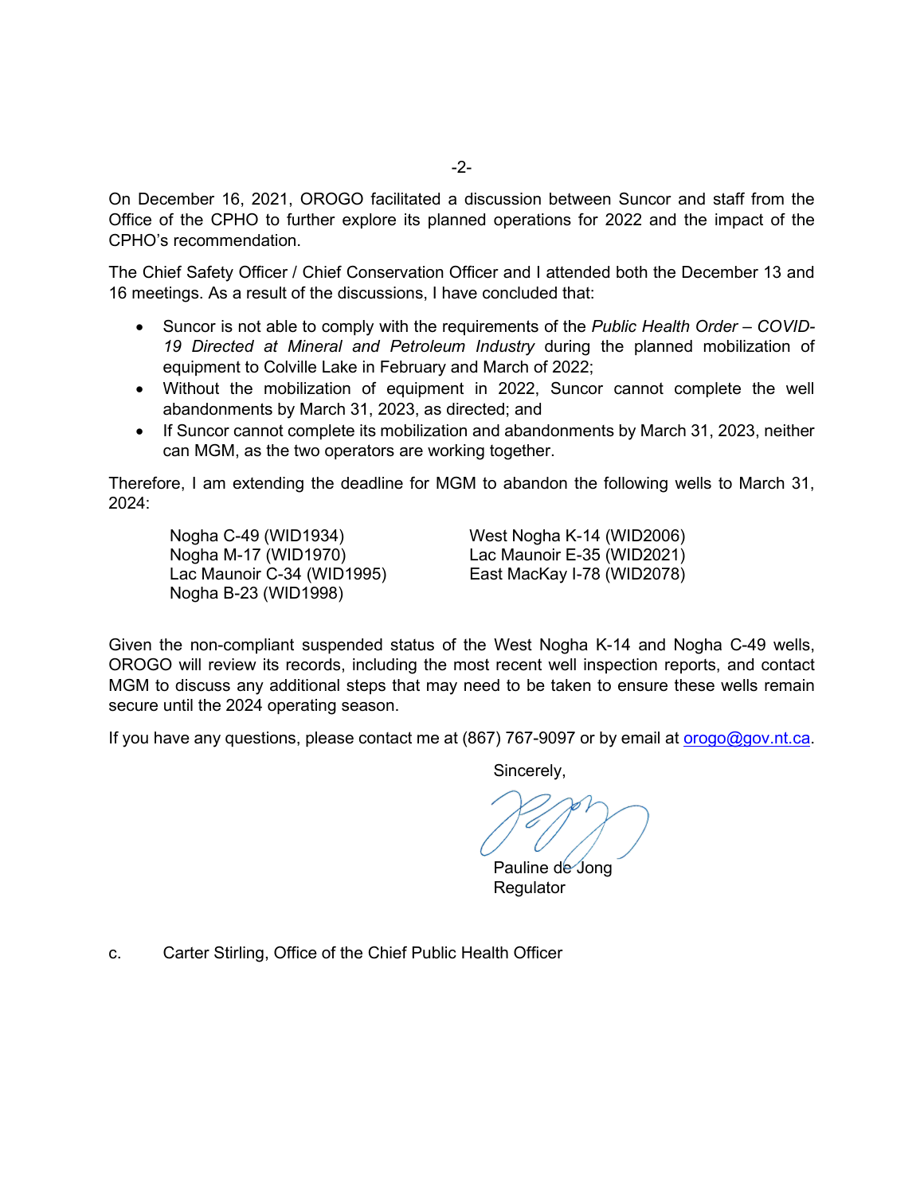On December 16, 2021, OROGO facilitated a discussion between Suncor and staff from the Office of the CPHO to further explore its planned operations for 2022 and the impact of the CPHO's recommendation.

The Chief Safety Officer / Chief Conservation Officer and I attended both the December 13 and 16 meetings. As a result of the discussions, I have concluded that:

- Suncor is not able to comply with the requirements of the *Public Health Order – COVID-19 Directed at Mineral and Petroleum Industry* during the planned mobilization of equipment to Colville Lake in February and March of 2022;
- Without the mobilization of equipment in 2022, Suncor cannot complete the well abandonments by March 31, 2023, as directed; and
- If Suncor cannot complete its mobilization and abandonments by March 31, 2023, neither can MGM, as the two operators are working together.

Therefore, I am extending the deadline for MGM to abandon the following wells to March 31, 2024:

Nogha C-49 (WID1934)
Nogha M-17 (WID1970)
Lac Maunoir C-34 (WID1995)
Nogha B-23 (WID1998)
West Nogha K-14 (WID2006)
Lac Maunoir E-35 (WID2021)
East MacKay I-78 (WID2078)

Given the non-compliant suspended status of the West Nogha K-14 and Nogha C-49 wells, OROGO will review its records, including the most recent well inspection reports, and contact MGM to discuss any additional steps that may need to be taken to ensure these wells remain secure until the 2024 operating season.

If you have any questions, please contact me at (867) 767-9097 or by email at orogo@gov.nt.ca.

Sincerely,

Pauline de Jong
Regulator

c. Carter Stirling, Office of the Chief Public Health Officer